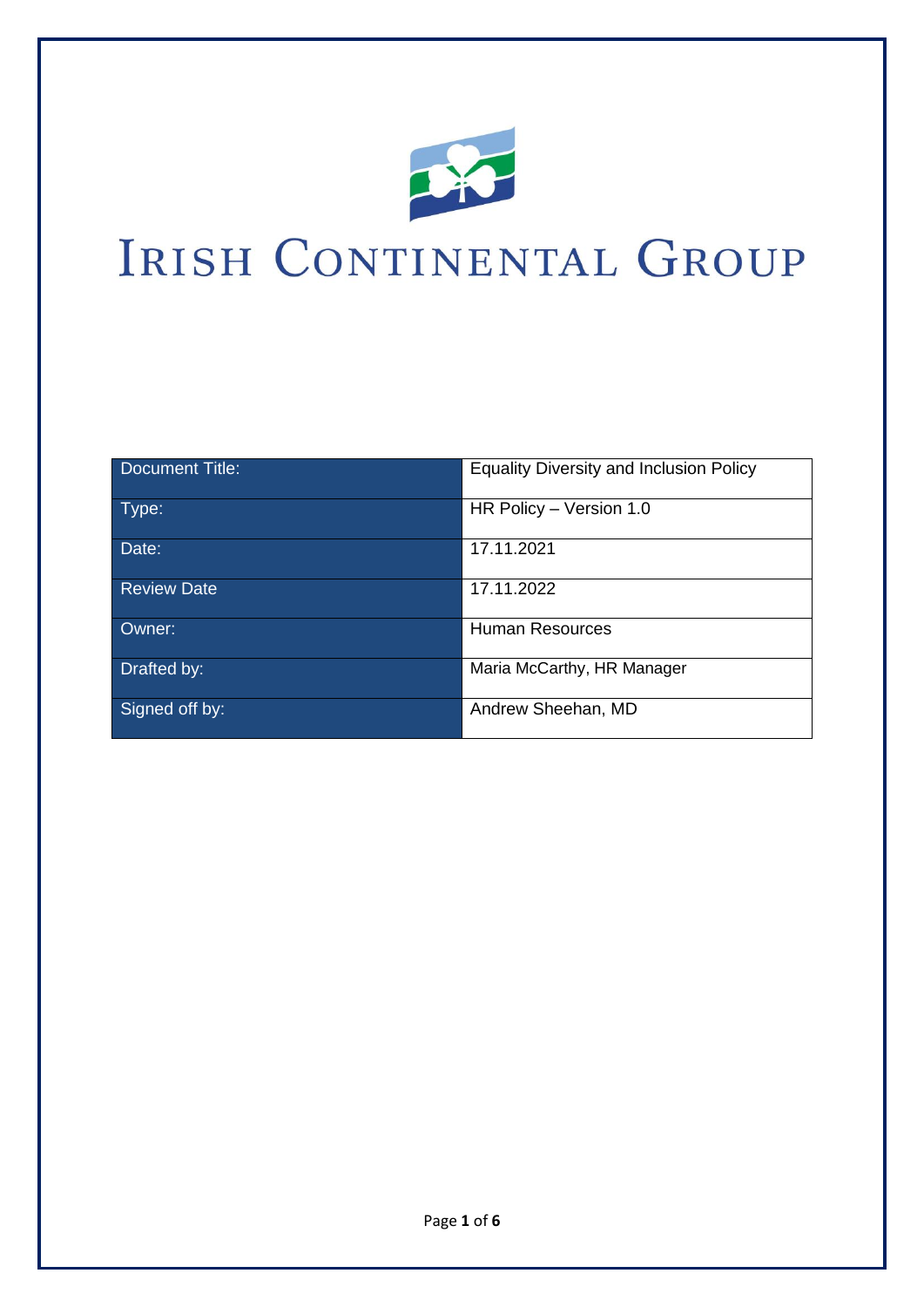# Irish Continental Group

| Document Title: | Equality Diversity and Inclusion Policy |
|---|---|
| Type: | HR Policy – Version 1.0 |
| Date: | 17.11.2021 |
| Review Date | 17.11.2022 |
| Owner: | Human Resources |
| Drafted by: | Maria McCarthy, HR Manager |
| Signed off by: | Andrew Sheehan, MD |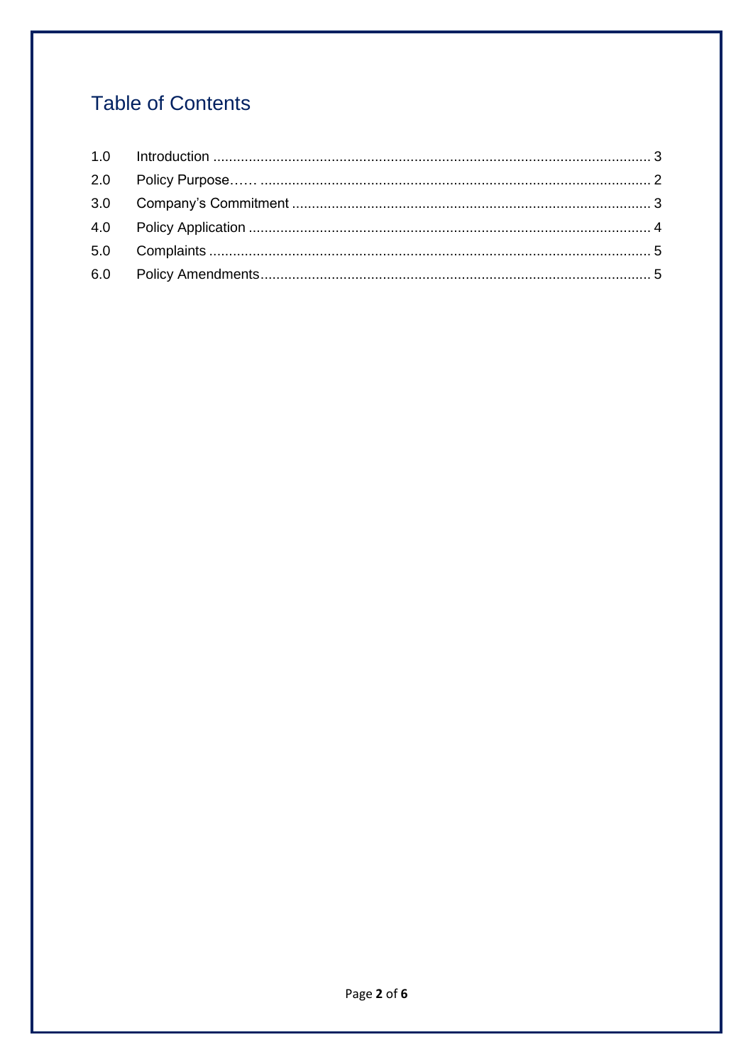## Table of Contents

| | | |
|---|---|---|
| 1.0 | Introduction | 3 |
| 2.0 | Policy Purpose…… | 2 |
| 3.0 | Company's Commitment | 3 |
| 4.0 | Policy Application | 4 |
| 5.0 | Complaints | 5 |
| 6.0 | Policy Amendments | 5 |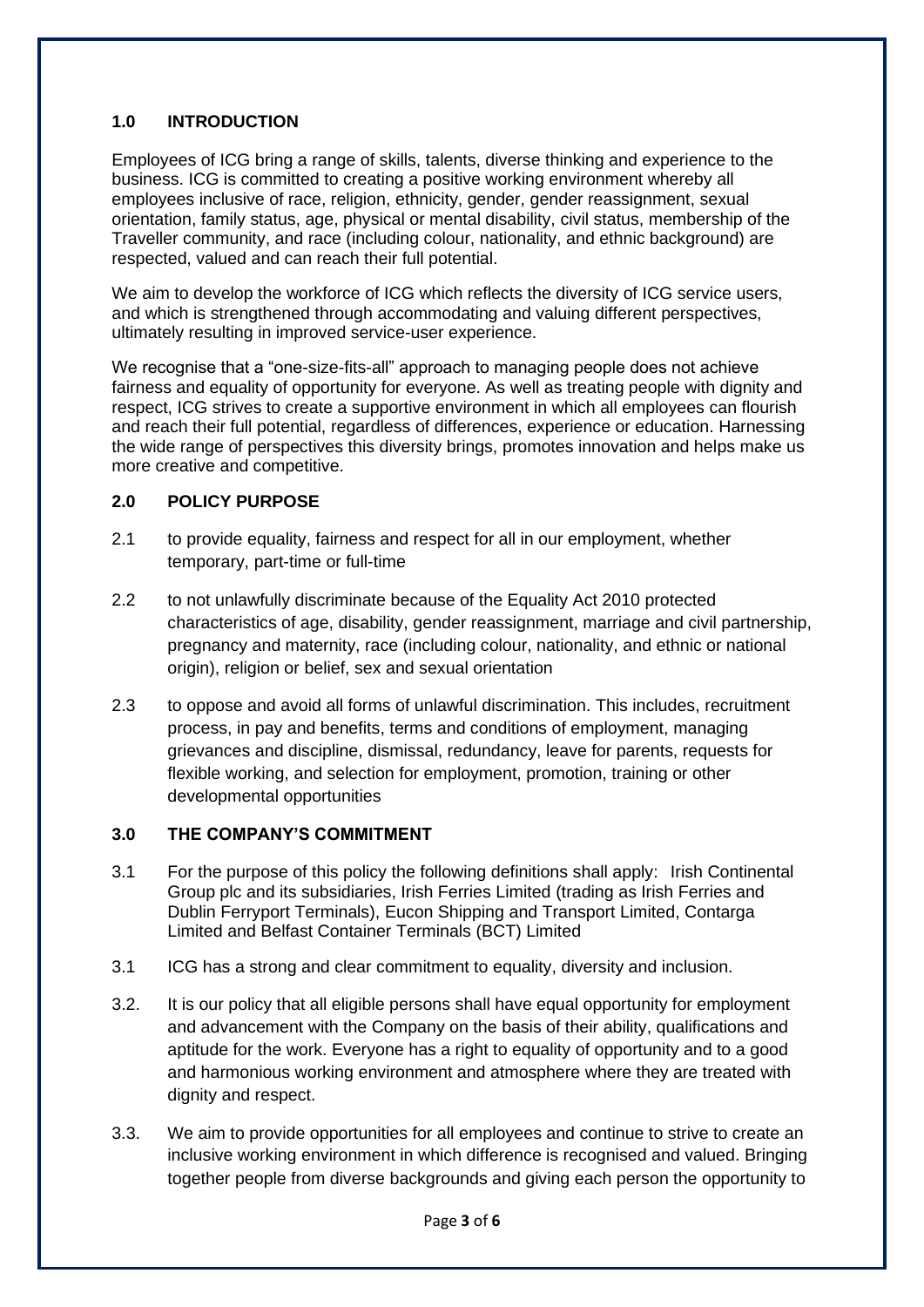## 1.0 INTRODUCTION

Employees of ICG bring a range of skills, talents, diverse thinking and experience to the business. ICG is committed to creating a positive working environment whereby all employees inclusive of race, religion, ethnicity, gender, gender reassignment, sexual orientation, family status, age, physical or mental disability, civil status, membership of the Traveller community, and race (including colour, nationality, and ethnic background) are respected, valued and can reach their full potential.

We aim to develop the workforce of ICG which reflects the diversity of ICG service users, and which is strengthened through accommodating and valuing different perspectives, ultimately resulting in improved service-user experience.

We recognise that a "one-size-fits-all" approach to managing people does not achieve fairness and equality of opportunity for everyone. As well as treating people with dignity and respect, ICG strives to create a supportive environment in which all employees can flourish and reach their full potential, regardless of differences, experience or education. Harnessing the wide range of perspectives this diversity brings, promotes innovation and helps make us more creative and competitive.

## 2.0 POLICY PURPOSE

2.1 to provide equality, fairness and respect for all in our employment, whether temporary, part-time or full-time

2.2 to not unlawfully discriminate because of the Equality Act 2010 protected characteristics of age, disability, gender reassignment, marriage and civil partnership, pregnancy and maternity, race (including colour, nationality, and ethnic or national origin), religion or belief, sex and sexual orientation

2.3 to oppose and avoid all forms of unlawful discrimination. This includes, recruitment process, in pay and benefits, terms and conditions of employment, managing grievances and discipline, dismissal, redundancy, leave for parents, requests for flexible working, and selection for employment, promotion, training or other developmental opportunities

## 3.0 THE COMPANY'S COMMITMENT

3.1 For the purpose of this policy the following definitions shall apply: Irish Continental Group plc and its subsidiaries, Irish Ferries Limited (trading as Irish Ferries and Dublin Ferryport Terminals), Eucon Shipping and Transport Limited, Contarga Limited and Belfast Container Terminals (BCT) Limited

3.1 ICG has a strong and clear commitment to equality, diversity and inclusion.

3.2. It is our policy that all eligible persons shall have equal opportunity for employment and advancement with the Company on the basis of their ability, qualifications and aptitude for the work. Everyone has a right to equality of opportunity and to a good and harmonious working environment and atmosphere where they are treated with dignity and respect.

3.3. We aim to provide opportunities for all employees and continue to strive to create an inclusive working environment in which difference is recognised and valued. Bringing together people from diverse backgrounds and giving each person the opportunity to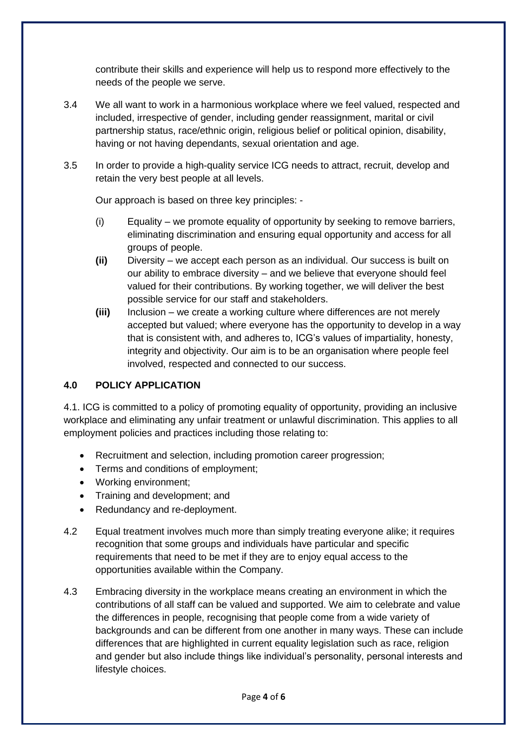contribute their skills and experience will help us to respond more effectively to the needs of the people we serve.

3.4 We all want to work in a harmonious workplace where we feel valued, respected and included, irrespective of gender, including gender reassignment, marital or civil partnership status, race/ethnic origin, religious belief or political opinion, disability, having or not having dependants, sexual orientation and age.

3.5 In order to provide a high-quality service ICG needs to attract, recruit, develop and retain the very best people at all levels.

Our approach is based on three key principles: -

(i) Equality – we promote equality of opportunity by seeking to remove barriers, eliminating discrimination and ensuring equal opportunity and access for all groups of people.

**(ii)** Diversity – we accept each person as an individual. Our success is built on our ability to embrace diversity – and we believe that everyone should feel valued for their contributions. By working together, we will deliver the best possible service for our staff and stakeholders.

**(iii)** Inclusion – we create a working culture where differences are not merely accepted but valued; where everyone has the opportunity to develop in a way that is consistent with, and adheres to, ICG's values of impartiality, honesty, integrity and objectivity. Our aim is to be an organisation where people feel involved, respected and connected to our success.

## 4.0 POLICY APPLICATION

4.1. ICG is committed to a policy of promoting equality of opportunity, providing an inclusive workplace and eliminating any unfair treatment or unlawful discrimination. This applies to all employment policies and practices including those relating to:

- Recruitment and selection, including promotion career progression;
- Terms and conditions of employment;
- Working environment;
- Training and development; and
- Redundancy and re-deployment.

4.2 Equal treatment involves much more than simply treating everyone alike; it requires recognition that some groups and individuals have particular and specific requirements that need to be met if they are to enjoy equal access to the opportunities available within the Company.

4.3 Embracing diversity in the workplace means creating an environment in which the contributions of all staff can be valued and supported. We aim to celebrate and value the differences in people, recognising that people come from a wide variety of backgrounds and can be different from one another in many ways. These can include differences that are highlighted in current equality legislation such as race, religion and gender but also include things like individual's personality, personal interests and lifestyle choices.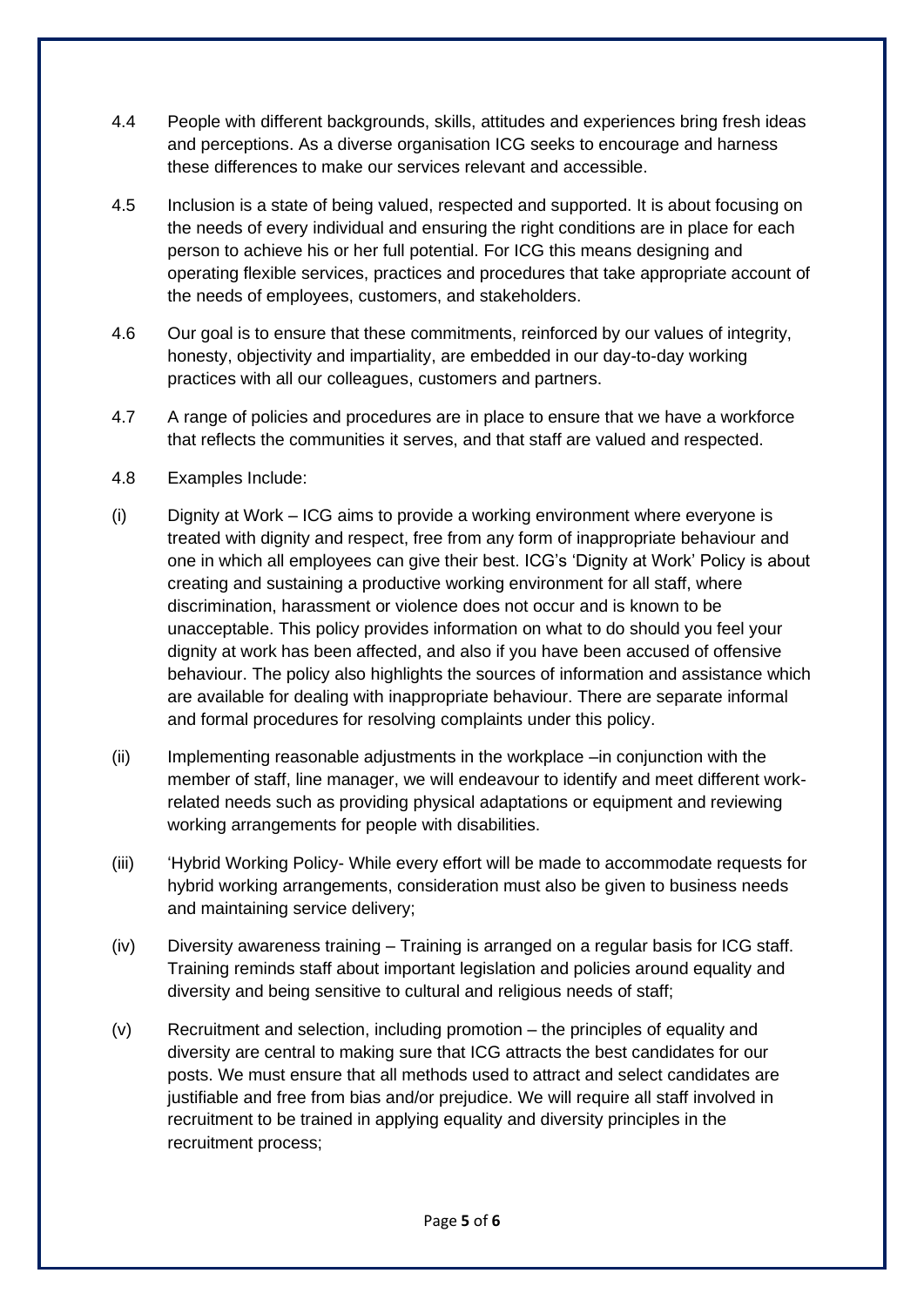4.4 People with different backgrounds, skills, attitudes and experiences bring fresh ideas and perceptions. As a diverse organisation ICG seeks to encourage and harness these differences to make our services relevant and accessible.

4.5 Inclusion is a state of being valued, respected and supported. It is about focusing on the needs of every individual and ensuring the right conditions are in place for each person to achieve his or her full potential. For ICG this means designing and operating flexible services, practices and procedures that take appropriate account of the needs of employees, customers, and stakeholders.

4.6 Our goal is to ensure that these commitments, reinforced by our values of integrity, honesty, objectivity and impartiality, are embedded in our day-to-day working practices with all our colleagues, customers and partners.

4.7 A range of policies and procedures are in place to ensure that we have a workforce that reflects the communities it serves, and that staff are valued and respected.

4.8 Examples Include:

(i) Dignity at Work – ICG aims to provide a working environment where everyone is treated with dignity and respect, free from any form of inappropriate behaviour and one in which all employees can give their best. ICG's 'Dignity at Work' Policy is about creating and sustaining a productive working environment for all staff, where discrimination, harassment or violence does not occur and is known to be unacceptable. This policy provides information on what to do should you feel your dignity at work has been affected, and also if you have been accused of offensive behaviour. The policy also highlights the sources of information and assistance which are available for dealing with inappropriate behaviour. There are separate informal and formal procedures for resolving complaints under this policy.

(ii) Implementing reasonable adjustments in the workplace –in conjunction with the member of staff, line manager, we will endeavour to identify and meet different work-related needs such as providing physical adaptations or equipment and reviewing working arrangements for people with disabilities.

(iii) 'Hybrid Working Policy- While every effort will be made to accommodate requests for hybrid working arrangements, consideration must also be given to business needs and maintaining service delivery;

(iv) Diversity awareness training – Training is arranged on a regular basis for ICG staff. Training reminds staff about important legislation and policies around equality and diversity and being sensitive to cultural and religious needs of staff;

(v) Recruitment and selection, including promotion – the principles of equality and diversity are central to making sure that ICG attracts the best candidates for our posts. We must ensure that all methods used to attract and select candidates are justifiable and free from bias and/or prejudice. We will require all staff involved in recruitment to be trained in applying equality and diversity principles in the recruitment process;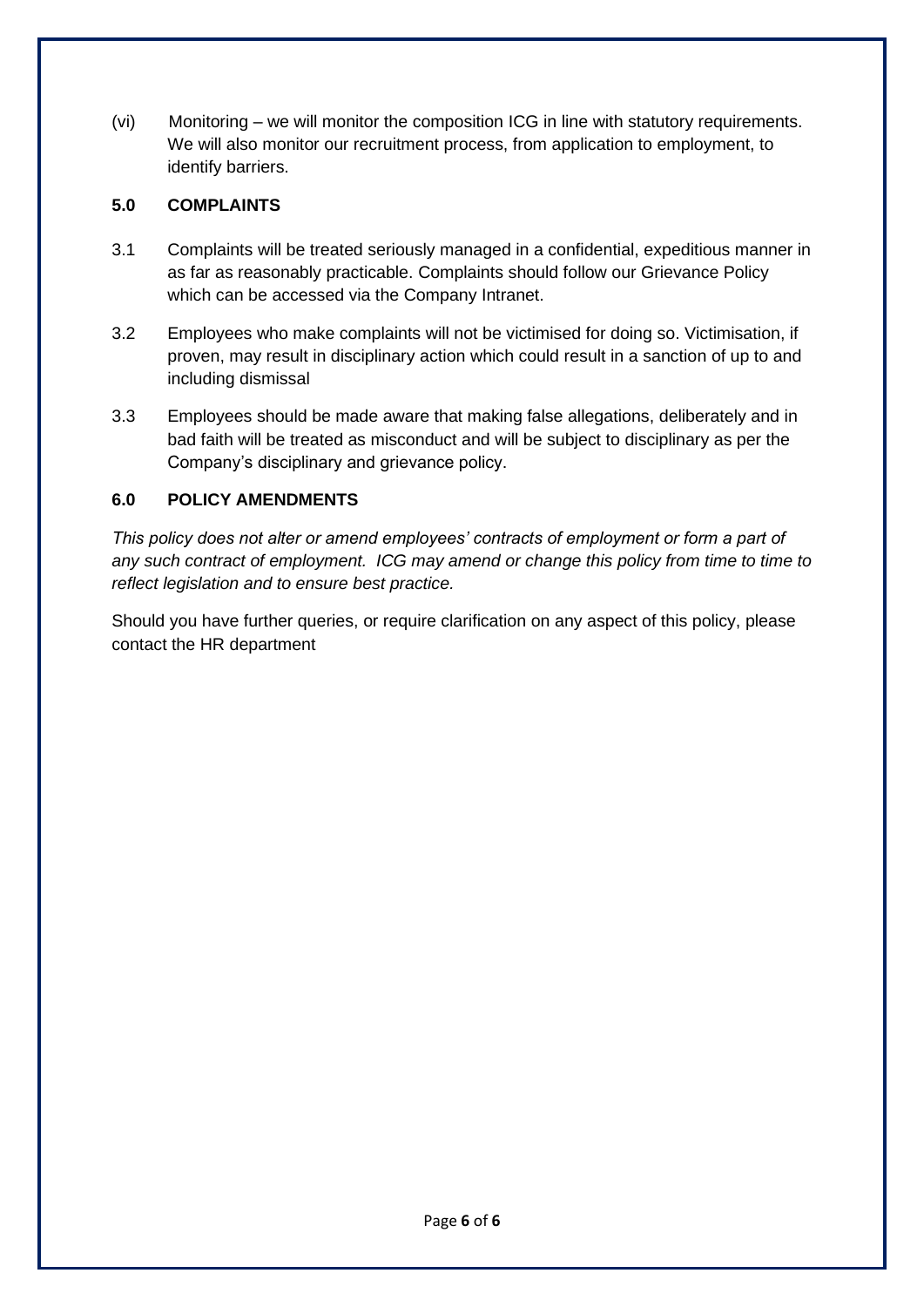(vi) Monitoring – we will monitor the composition ICG in line with statutory requirements. We will also monitor our recruitment process, from application to employment, to identify barriers.

## 5.0 COMPLAINTS

3.1 Complaints will be treated seriously managed in a confidential, expeditious manner in as far as reasonably practicable. Complaints should follow our Grievance Policy which can be accessed via the Company Intranet.

3.2 Employees who make complaints will not be victimised for doing so. Victimisation, if proven, may result in disciplinary action which could result in a sanction of up to and including dismissal

3.3 Employees should be made aware that making false allegations, deliberately and in bad faith will be treated as misconduct and will be subject to disciplinary as per the Company's disciplinary and grievance policy.

## 6.0 POLICY AMENDMENTS

*This policy does not alter or amend employees' contracts of employment or form a part of any such contract of employment. ICG may amend or change this policy from time to time to reflect legislation and to ensure best practice.*

Should you have further queries, or require clarification on any aspect of this policy, please contact the HR department